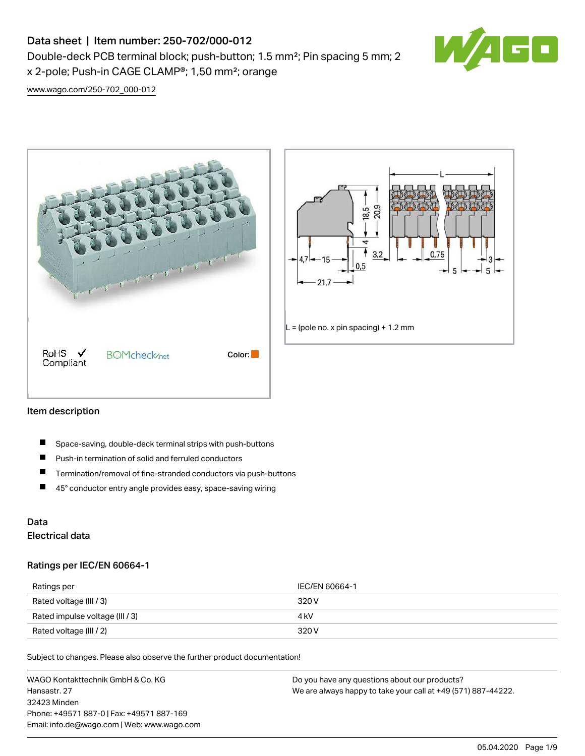# Data sheet | Item number: 250-702/000-012

Double-deck PCB terminal block; push-button; 1.5 mm²; Pin spacing 5 mm; 2 x 2-pole; Push-in CAGE CLAMP®; 1,50 mm²; orange

www.wago.com/250-702_000-012

RoHS ✓ Compliant

BOMcheck.net

Color:

L = (pole no. x pin spacing) + 1.2 mm

## Item description

- Space-saving, double-deck terminal strips with push-buttons
- Push-in termination of solid and ferruled conductors
- Termination/removal of fine-stranded conductors via push-buttons
- 45° conductor entry angle provides easy, space-saving wiring

## Data

### Electrical data

#### Ratings per IEC/EN 60664-1

| Ratings per | IEC/EN 60664-1 |
| --- | --- |
| Rated voltage (III / 3) | 320 V |
| Rated impulse voltage (III / 3) | 4 kV |
| Rated voltage (III / 2) | 320 V |

Subject to changes. Please also observe the further product documentation!

WAGO Kontakttechnik GmbH & Co. KG
Hansastr. 27
32423 Minden
Phone: +49571 887-0 | Fax: +49571 887-169
Email: info.de@wago.com | Web: www.wago.com

Do you have any questions about our products?
We are always happy to take your call at +49 (571) 887-44222.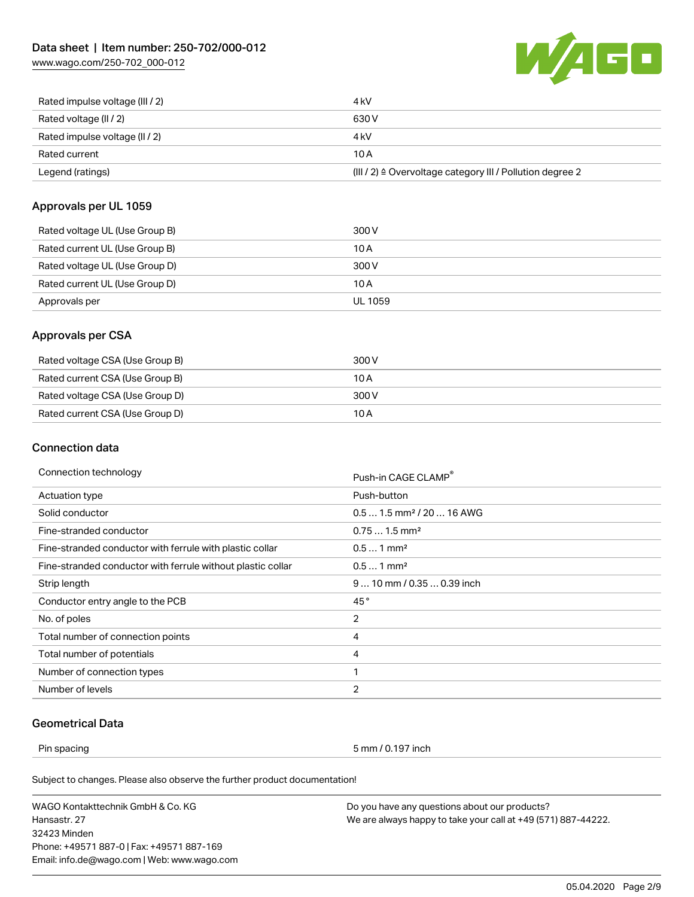| | |
|---|---|
| Rated impulse voltage (III / 2) | 4 kV |
| Rated voltage (II / 2) | 630 V |
| Rated impulse voltage (II / 2) | 4 kV |
| Rated current | 10 A |
| Legend (ratings) | (III / 2) ≙ Overvoltage category III / Pollution degree 2 |

## Approvals per UL 1059

| | |
|---|---|
| Rated voltage UL (Use Group B) | 300 V |
| Rated current UL (Use Group B) | 10 A |
| Rated voltage UL (Use Group D) | 300 V |
| Rated current UL (Use Group D) | 10 A |
| Approvals per | UL 1059 |

## Approvals per CSA

| | |
|---|---|
| Rated voltage CSA (Use Group B) | 300 V |
| Rated current CSA (Use Group B) | 10 A |
| Rated voltage CSA (Use Group D) | 300 V |
| Rated current CSA (Use Group D) | 10 A |

## Connection data

| | |
|---|---|
| Connection technology | Push-in CAGE CLAMP® |
| Actuation type | Push-button |
| Solid conductor | 0.5 … 1.5 mm² / 20 … 16 AWG |
| Fine-stranded conductor | 0.75 … 1.5 mm² |
| Fine-stranded conductor with ferrule with plastic collar | 0.5 … 1 mm² |
| Fine-stranded conductor with ferrule without plastic collar | 0.5 … 1 mm² |
| Strip length | 9 … 10 mm / 0.35 … 0.39 inch |
| Conductor entry angle to the PCB | 45 ° |
| No. of poles | 2 |
| Total number of connection points | 4 |
| Total number of potentials | 4 |
| Number of connection types | 1 |
| Number of levels | 2 |

## Geometrical Data

| | |
|---|---|
| Pin spacing | 5 mm / 0.197 inch |

Subject to changes. Please also observe the further product documentation!

WAGO Kontakttechnik GmbH & Co. KG
Hansastr. 27
32423 Minden
Phone: +49571 887-0 | Fax: +49571 887-169
Email: info.de@wago.com | Web: www.wago.com

Do you have any questions about our products?
We are always happy to take your call at +49 (571) 887-44222.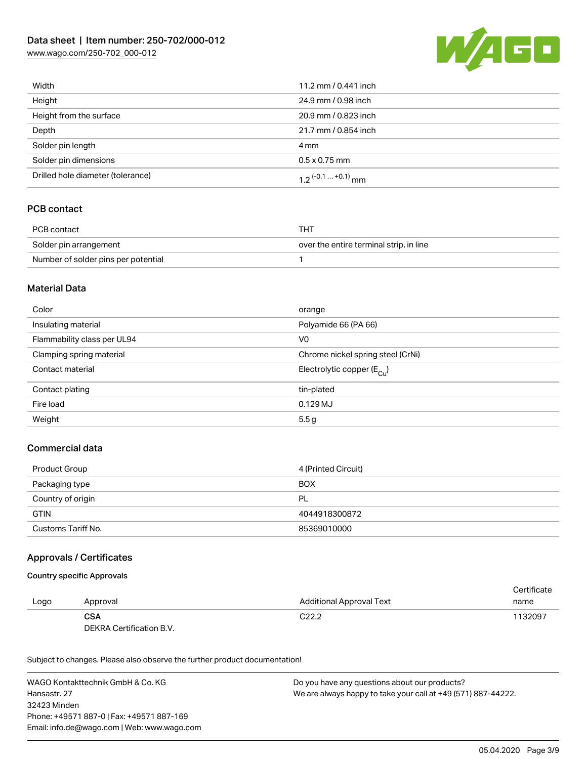| | |
|---|---|
| Width | 11.2 mm / 0.441 inch |
| Height | 24.9 mm / 0.98 inch |
| Height from the surface | 20.9 mm / 0.823 inch |
| Depth | 21.7 mm / 0.854 inch |
| Solder pin length | 4 mm |
| Solder pin dimensions | 0.5 x 0.75 mm |
| Drilled hole diameter (tolerance) | $1.2^{(-0.1 \dots +0.1)}$ mm |

## PCB contact

| | |
|---|---|
| PCB contact | THT |
| Solder pin arrangement | over the entire terminal strip, in line |
| Number of solder pins per potential | 1 |

## Material Data

| | |
|---|---|
| Color | orange |
| Insulating material | Polyamide 66 (PA 66) |
| Flammability class per UL94 | V0 |
| Clamping spring material | Chrome nickel spring steel (CrNi) |
| Contact material | Electrolytic copper ($E_{Cu}$) |
| Contact plating | tin-plated |
| Fire load | 0.129 MJ |
| Weight | 5.5 g |

## Commercial data

| | |
|---|---|
| Product Group | 4 (Printed Circuit) |
| Packaging type | BOX |
| Country of origin | PL |
| GTIN | 4044918300872 |
| Customs Tariff No. | 85369010000 |

## Approvals / Certificates

### Country specific Approvals

| Logo | Approval | Additional Approval Text | Certificate name |
|---|---|---|---|
| | **CSA** DEKRA Certification B.V. | C22.2 | 1132097 |

Subject to changes. Please also observe the further product documentation!

WAGO Kontakttechnik GmbH & Co. KG
Hansastr. 27
32423 Minden
Phone: +49571 887-0 | Fax: +49571 887-169
Email: info.de@wago.com | Web: www.wago.com

Do you have any questions about our products?
We are always happy to take your call at +49 (571) 887-44222.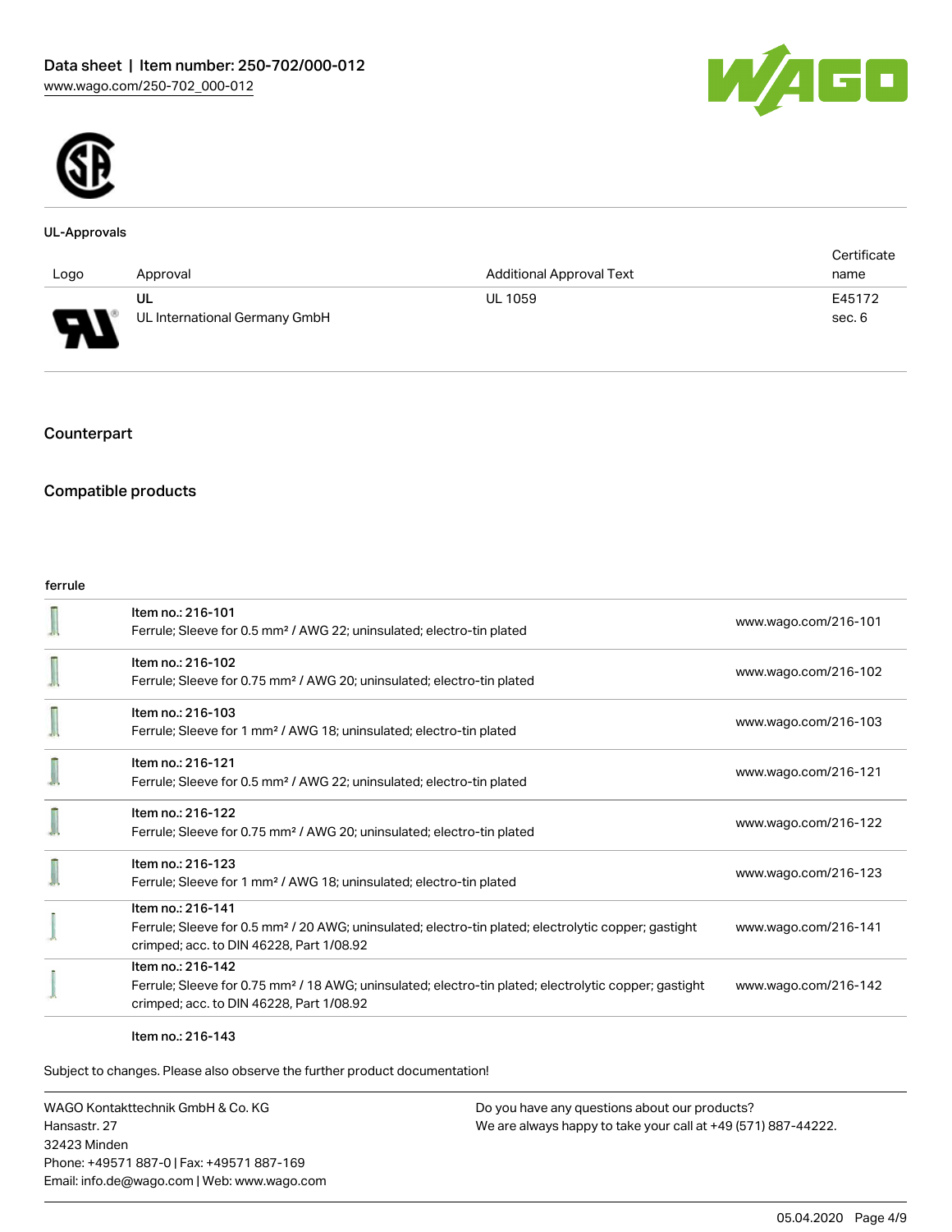### UL-Approvals

| Logo | Approval | Additional Approval Text | Certificate name |
| --- | --- | --- | --- |
| | UL<br>UL International Germany GmbH | UL 1059 | E45172<br>sec. 6 |

## Counterpart

## Compatible products

ferrule

| | | |
| --- | --- | --- |
| | Item no.: 216-101<br>Ferrule; Sleeve for 0.5 mm² / AWG 22; uninsulated; electro-tin plated | www.wago.com/216-101 |
| | Item no.: 216-102<br>Ferrule; Sleeve for 0.75 mm² / AWG 20; uninsulated; electro-tin plated | www.wago.com/216-102 |
| | Item no.: 216-103<br>Ferrule; Sleeve for 1 mm² / AWG 18; uninsulated; electro-tin plated | www.wago.com/216-103 |
| | Item no.: 216-121<br>Ferrule; Sleeve for 0.5 mm² / AWG 22; uninsulated; electro-tin plated | www.wago.com/216-121 |
| | Item no.: 216-122<br>Ferrule; Sleeve for 0.75 mm² / AWG 20; uninsulated; electro-tin plated | www.wago.com/216-122 |
| | Item no.: 216-123<br>Ferrule; Sleeve for 1 mm² / AWG 18; uninsulated; electro-tin plated | www.wago.com/216-123 |
| | Item no.: 216-141<br>Ferrule; Sleeve for 0.5 mm² / 20 AWG; uninsulated; electro-tin plated; electrolytic copper; gastight crimped; acc. to DIN 46228, Part 1/08.92 | www.wago.com/216-141 |
| | Item no.: 216-142<br>Ferrule; Sleeve for 0.75 mm² / 18 AWG; uninsulated; electro-tin plated; electrolytic copper; gastight crimped; acc. to DIN 46228, Part 1/08.92 | www.wago.com/216-142 |
| | Item no.: 216-143 | |

Subject to changes. Please also observe the further product documentation!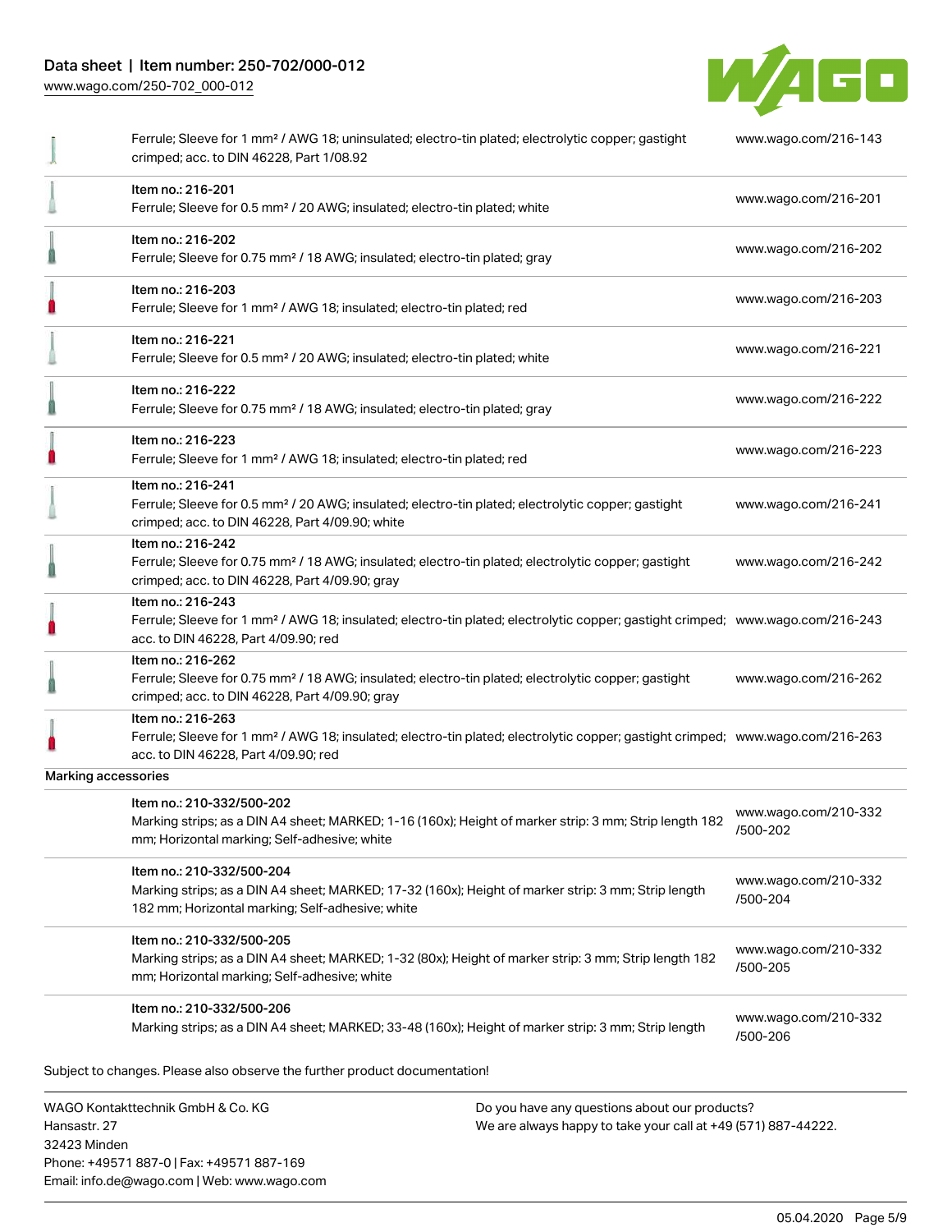| | | |
|---|---|---|
| | Ferrule; Sleeve for 1 mm² / AWG 18; uninsulated; electro-tin plated; electrolytic copper; gastight crimped; acc. to DIN 46228, Part 1/08.92 | www.wago.com/216-143 |
| | Item no.: 216-201<br>Ferrule; Sleeve for 0.5 mm² / 20 AWG; insulated; electro-tin plated; white | www.wago.com/216-201 |
| | Item no.: 216-202<br>Ferrule; Sleeve for 0.75 mm² / 18 AWG; insulated; electro-tin plated; gray | www.wago.com/216-202 |
| | Item no.: 216-203<br>Ferrule; Sleeve for 1 mm² / AWG 18; insulated; electro-tin plated; red | www.wago.com/216-203 |
| | Item no.: 216-221<br>Ferrule; Sleeve for 0.5 mm² / 20 AWG; insulated; electro-tin plated; white | www.wago.com/216-221 |
| | Item no.: 216-222<br>Ferrule; Sleeve for 0.75 mm² / 18 AWG; insulated; electro-tin plated; gray | www.wago.com/216-222 |
| | Item no.: 216-223<br>Ferrule; Sleeve for 1 mm² / AWG 18; insulated; electro-tin plated; red | www.wago.com/216-223 |
| | Item no.: 216-241<br>Ferrule; Sleeve for 0.5 mm² / 20 AWG; insulated; electro-tin plated; electrolytic copper; gastight crimped; acc. to DIN 46228, Part 4/09.90; white | www.wago.com/216-241 |
| | Item no.: 216-242<br>Ferrule; Sleeve for 0.75 mm² / 18 AWG; insulated; electro-tin plated; electrolytic copper; gastight crimped; acc. to DIN 46228, Part 4/09.90; gray | www.wago.com/216-242 |
| | Item no.: 216-243<br>Ferrule; Sleeve for 1 mm² / AWG 18; insulated; electro-tin plated; electrolytic copper; gastight crimped; acc. to DIN 46228, Part 4/09.90; red | www.wago.com/216-243 |
| | Item no.: 216-262<br>Ferrule; Sleeve for 0.75 mm² / 18 AWG; insulated; electro-tin plated; electrolytic copper; gastight crimped; acc. to DIN 46228, Part 4/09.90; gray | www.wago.com/216-262 |
| | Item no.: 216-263<br>Ferrule; Sleeve for 1 mm² / AWG 18; insulated; electro-tin plated; electrolytic copper; gastight crimped; acc. to DIN 46228, Part 4/09.90; red | www.wago.com/216-263 |
| Marking accessories | | |
| | Item no.: 210-332/500-202<br>Marking strips; as a DIN A4 sheet; MARKED; 1-16 (160x); Height of marker strip: 3 mm; Strip length 182 mm; Horizontal marking; Self-adhesive; white | www.wago.com/210-332/500-202 |
| | Item no.: 210-332/500-204<br>Marking strips; as a DIN A4 sheet; MARKED; 17-32 (160x); Height of marker strip: 3 mm; Strip length 182 mm; Horizontal marking; Self-adhesive; white | www.wago.com/210-332/500-204 |
| | Item no.: 210-332/500-205<br>Marking strips; as a DIN A4 sheet; MARKED; 1-32 (80x); Height of marker strip: 3 mm; Strip length 182 mm; Horizontal marking; Self-adhesive; white | www.wago.com/210-332/500-205 |
| | Item no.: 210-332/500-206<br>Marking strips; as a DIN A4 sheet; MARKED; 33-48 (160x); Height of marker strip: 3 mm; Strip length | www.wago.com/210-332/500-206 |

Subject to changes. Please also observe the further product documentation!

WAGO Kontakttechnik GmbH & Co. KG
Hansastr. 27
32423 Minden
Phone: +49571 887-0 | Fax: +49571 887-169
Email: info.de@wago.com | Web: www.wago.com

Do you have any questions about our products?
We are always happy to take your call at +49 (571) 887-44222.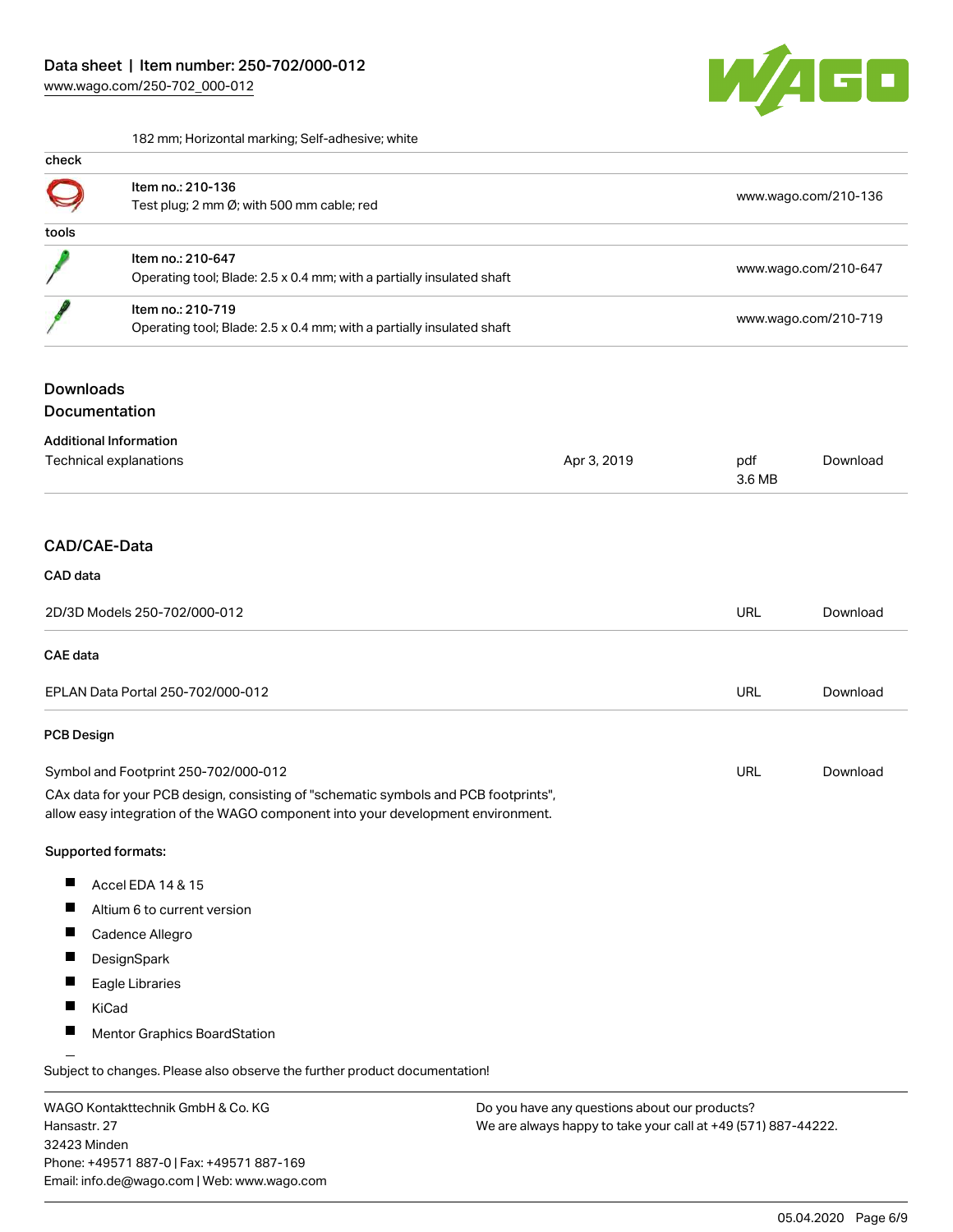182 mm; Horizontal marking; Self-adhesive; white

| check | | |
|---|---|---|
| | Item no.: 210-136<br>Test plug; 2 mm Ø; with 500 mm cable; red | www.wago.com/210-136 |

| tools | | |
|---|---|---|
| | Item no.: 210-647<br>Operating tool; Blade: 2.5 x 0.4 mm; with a partially insulated shaft | www.wago.com/210-647 |
| | Item no.: 210-719<br>Operating tool; Blade: 2.5 x 0.4 mm; with a partially insulated shaft | www.wago.com/210-719 |

## Downloads
## Documentation

### Additional Information

| Technical explanations | Apr 3, 2019 | pdf<br>3.6 MB | Download |
|---|---|---|---|

## CAD/CAE-Data

### CAD data

| 2D/3D Models 250-702/000-012 | URL | Download |
|---|---|---|

### CAE data

| EPLAN Data Portal 250-702/000-012 | URL | Download |
|---|---|---|

### PCB Design

| Symbol and Footprint 250-702/000-012 | URL | Download |
|---|---|---|

CAx data for your PCB design, consisting of "schematic symbols and PCB footprints", allow easy integration of the WAGO component into your development environment.

**Supported formats:**

- Accel EDA 14 & 15
- Altium 6 to current version
- Cadence Allegro
- DesignSpark
- Eagle Libraries
- KiCad
- Mentor Graphics BoardStation

Subject to changes. Please also observe the further product documentation!

WAGO Kontakttechnik GmbH & Co. KG
Hansastr. 27
32423 Minden
Phone: +49571 887-0 | Fax: +49571 887-169
Email: info.de@wago.com | Web: www.wago.com

Do you have any questions about our products?
We are always happy to take your call at +49 (571) 887-44222.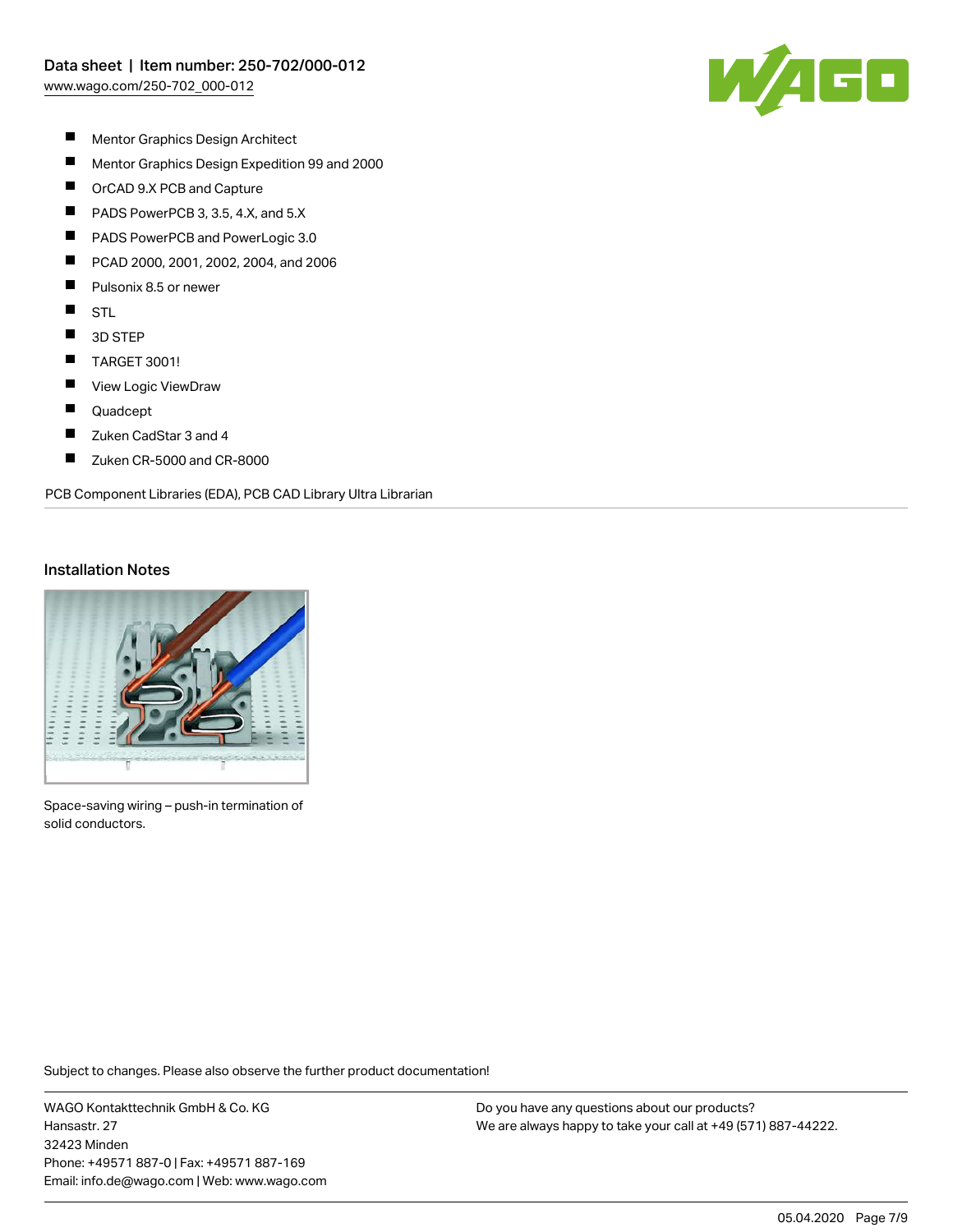- Mentor Graphics Design Architect
- Mentor Graphics Design Expedition 99 and 2000
- OrCAD 9.X PCB and Capture
- PADS PowerPCB 3, 3.5, 4.X, and 5.X
- PADS PowerPCB and PowerLogic 3.0
- PCAD 2000, 2001, 2002, 2004, and 2006
- Pulsonix 8.5 or newer
- STL
- 3D STEP
- TARGET 3001!
- View Logic ViewDraw
- Quadcept
- Zuken CadStar 3 and 4
- Zuken CR-5000 and CR-8000

PCB Component Libraries (EDA), PCB CAD Library Ultra Librarian

## Installation Notes

Space-saving wiring – push-in termination of solid conductors.

Subject to changes. Please also observe the further product documentation!

WAGO Kontakttechnik GmbH & Co. KG
Hansastr. 27
32423 Minden
Phone: +49571 887-0 | Fax: +49571 887-169
Email: info.de@wago.com | Web: www.wago.com

Do you have any questions about our products?
We are always happy to take your call at +49 (571) 887-44222.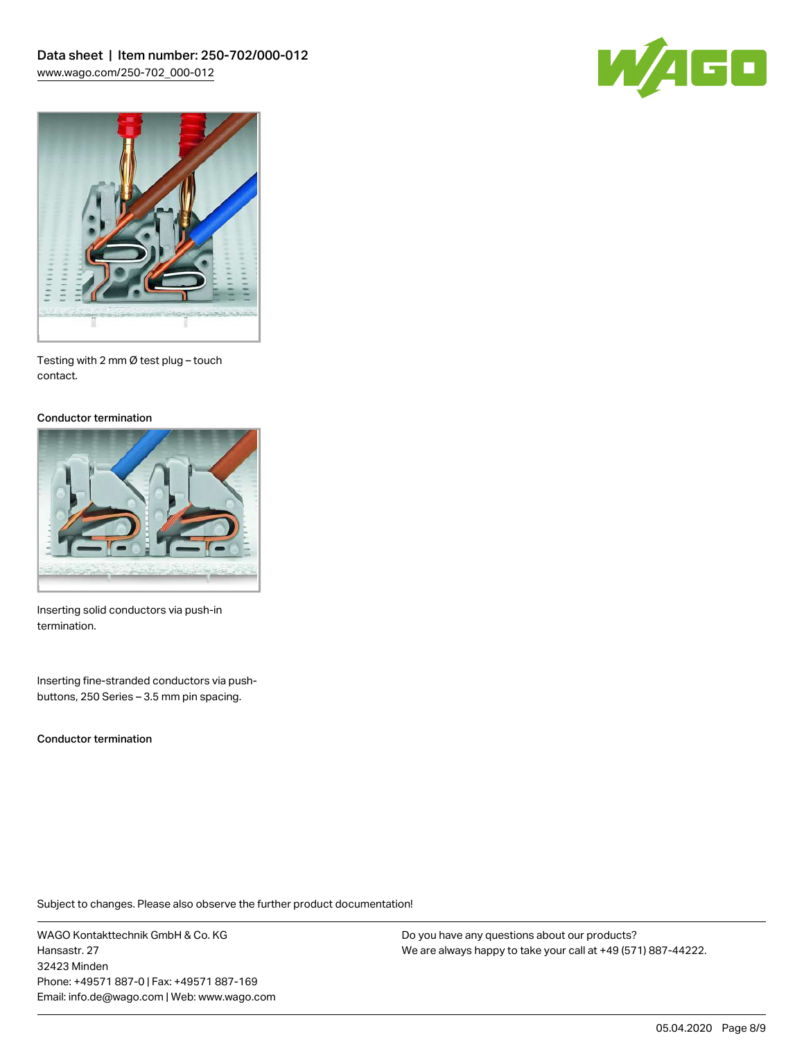Testing with 2 mm Ø test plug – touch contact.

Conductor termination

Inserting solid conductors via push-in termination.

Inserting fine-stranded conductors via push-buttons, 250 Series – 3.5 mm pin spacing.

Conductor termination

Subject to changes. Please also observe the further product documentation!

WAGO Kontakttechnik GmbH & Co. KG
Hansastr. 27
32423 Minden
Phone: +49571 887-0 | Fax: +49571 887-169
Email: info.de@wago.com | Web: www.wago.com

Do you have any questions about our products?
We are always happy to take your call at +49 (571) 887-44222.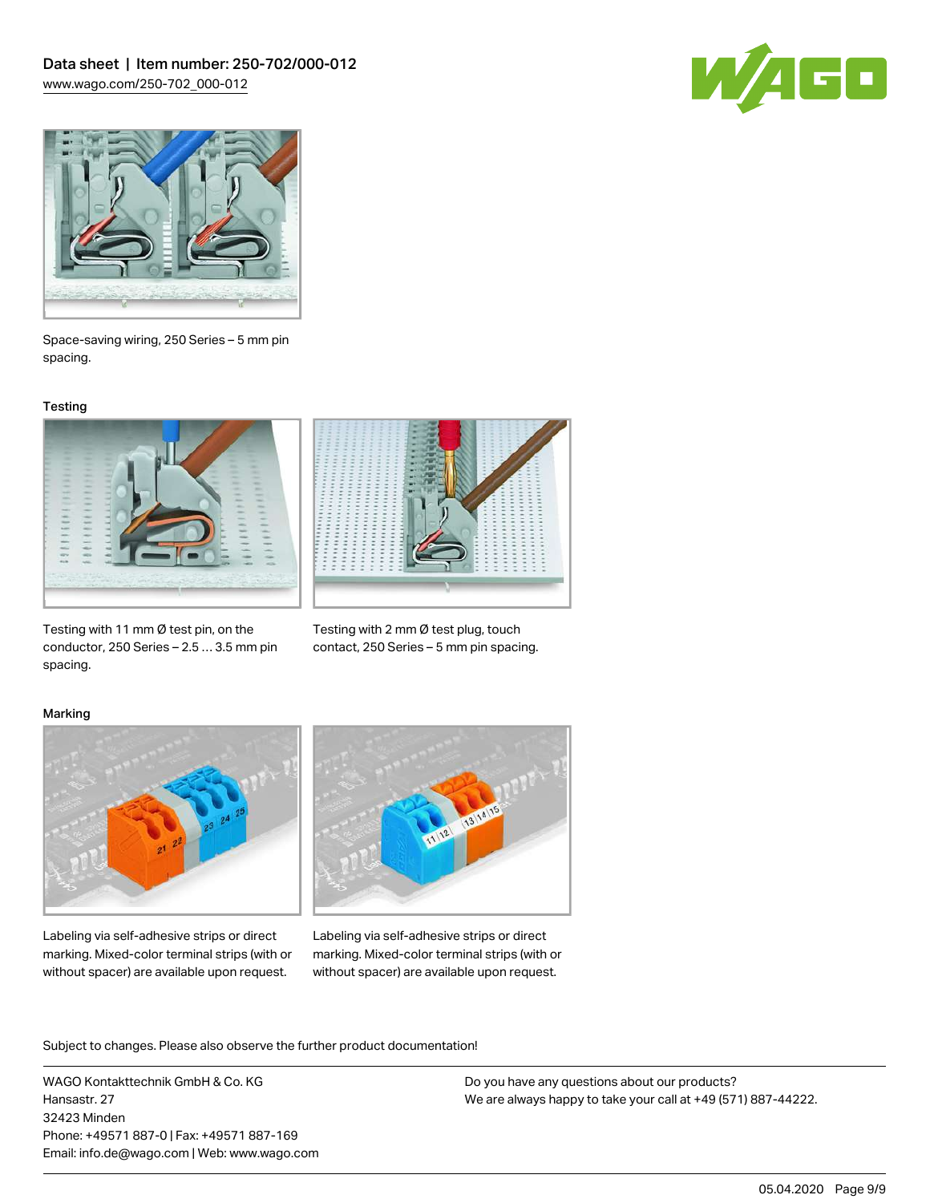Space-saving wiring, 250 Series – 5 mm pin spacing.

### Testing

Testing with 11 mm Ø test pin, on the conductor, 250 Series – 2.5 … 3.5 mm pin spacing.

Testing with 2 mm Ø test plug, touch contact, 250 Series – 5 mm pin spacing.

### Marking

Labeling via self-adhesive strips or direct marking. Mixed-color terminal strips (with or without spacer) are available upon request.

Labeling via self-adhesive strips or direct marking. Mixed-color terminal strips (with or without spacer) are available upon request.

Subject to changes. Please also observe the further product documentation!

WAGO Kontakttechnik GmbH & Co. KG
Hansastr. 27
32423 Minden
Phone: +49571 887-0 | Fax: +49571 887-169
Email: info.de@wago.com | Web: www.wago.com

Do you have any questions about our products?
We are always happy to take your call at +49 (571) 887-44222.